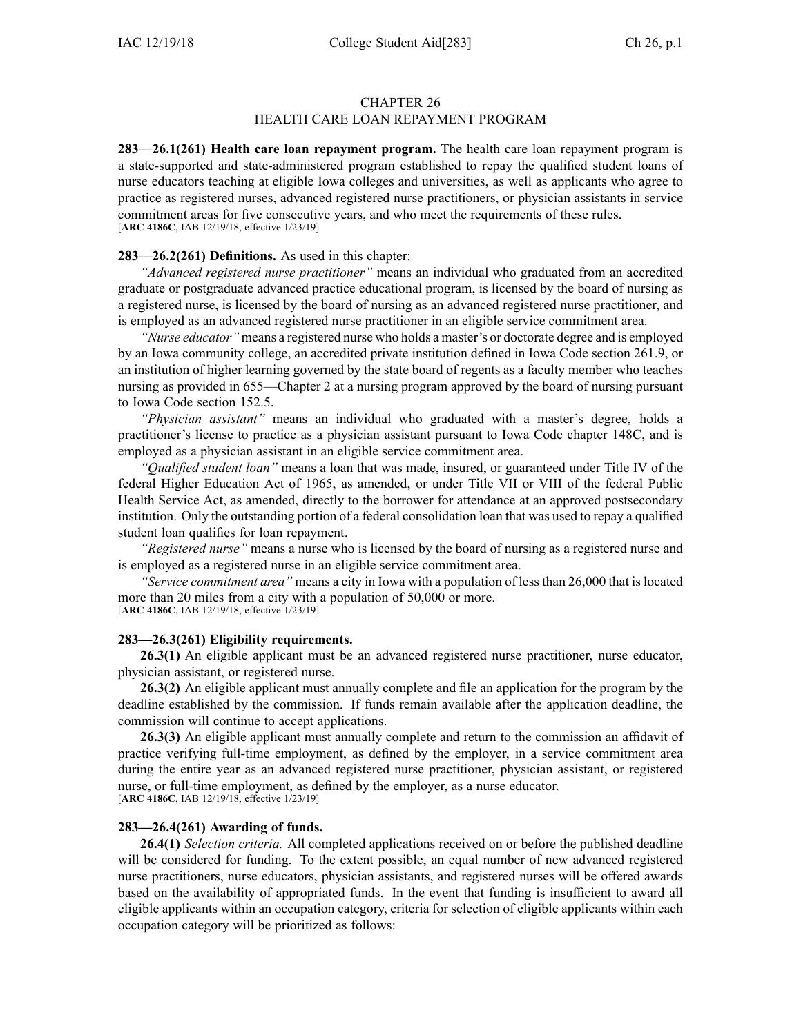# CHAPTER 26
# HEALTH CARE LOAN REPAYMENT PROGRAM

**283—26.1(261) Health care loan repayment program.** The health care loan repayment program is a state-supported and state-administered program established to repay the qualified student loans of nurse educators teaching at eligible Iowa colleges and universities, as well as applicants who agree to practice as registered nurses, advanced registered nurse practitioners, or physician assistants in service commitment areas for five consecutive years, and who meet the requirements of these rules.
[**ARC 4186C**, IAB 12/19/18, effective 1/23/19]

**283—26.2(261) Definitions.** As used in this chapter:

*"Advanced registered nurse practitioner"* means an individual who graduated from an accredited graduate or postgraduate advanced practice educational program, is licensed by the board of nursing as a registered nurse, is licensed by the board of nursing as an advanced registered nurse practitioner, and is employed as an advanced registered nurse practitioner in an eligible service commitment area.

*"Nurse educator"* means a registered nurse who holds a master's or doctorate degree and is employed by an Iowa community college, an accredited private institution defined in Iowa Code section 261.9, or an institution of higher learning governed by the state board of regents as a faculty member who teaches nursing as provided in 655—Chapter 2 at a nursing program approved by the board of nursing pursuant to Iowa Code section 152.5.

*"Physician assistant"* means an individual who graduated with a master's degree, holds a practitioner's license to practice as a physician assistant pursuant to Iowa Code chapter 148C, and is employed as a physician assistant in an eligible service commitment area.

*"Qualified student loan"* means a loan that was made, insured, or guaranteed under Title IV of the federal Higher Education Act of 1965, as amended, or under Title VII or VIII of the federal Public Health Service Act, as amended, directly to the borrower for attendance at an approved postsecondary institution. Only the outstanding portion of a federal consolidation loan that was used to repay a qualified student loan qualifies for loan repayment.

*"Registered nurse"* means a nurse who is licensed by the board of nursing as a registered nurse and is employed as a registered nurse in an eligible service commitment area.

*"Service commitment area"* means a city in Iowa with a population of less than 26,000 that is located more than 20 miles from a city with a population of 50,000 or more.
[**ARC 4186C**, IAB 12/19/18, effective 1/23/19]

**283—26.3(261) Eligibility requirements.**

**26.3(1)** An eligible applicant must be an advanced registered nurse practitioner, nurse educator, physician assistant, or registered nurse.

**26.3(2)** An eligible applicant must annually complete and file an application for the program by the deadline established by the commission. If funds remain available after the application deadline, the commission will continue to accept applications.

**26.3(3)** An eligible applicant must annually complete and return to the commission an affidavit of practice verifying full-time employment, as defined by the employer, in a service commitment area during the entire year as an advanced registered nurse practitioner, physician assistant, or registered nurse, or full-time employment, as defined by the employer, as a nurse educator.
[**ARC 4186C**, IAB 12/19/18, effective 1/23/19]

**283—26.4(261) Awarding of funds.**

**26.4(1)** *Selection criteria.* All completed applications received on or before the published deadline will be considered for funding. To the extent possible, an equal number of new advanced registered nurse practitioners, nurse educators, physician assistants, and registered nurses will be offered awards based on the availability of appropriated funds. In the event that funding is insufficient to award all eligible applicants within an occupation category, criteria for selection of eligible applicants within each occupation category will be prioritized as follows: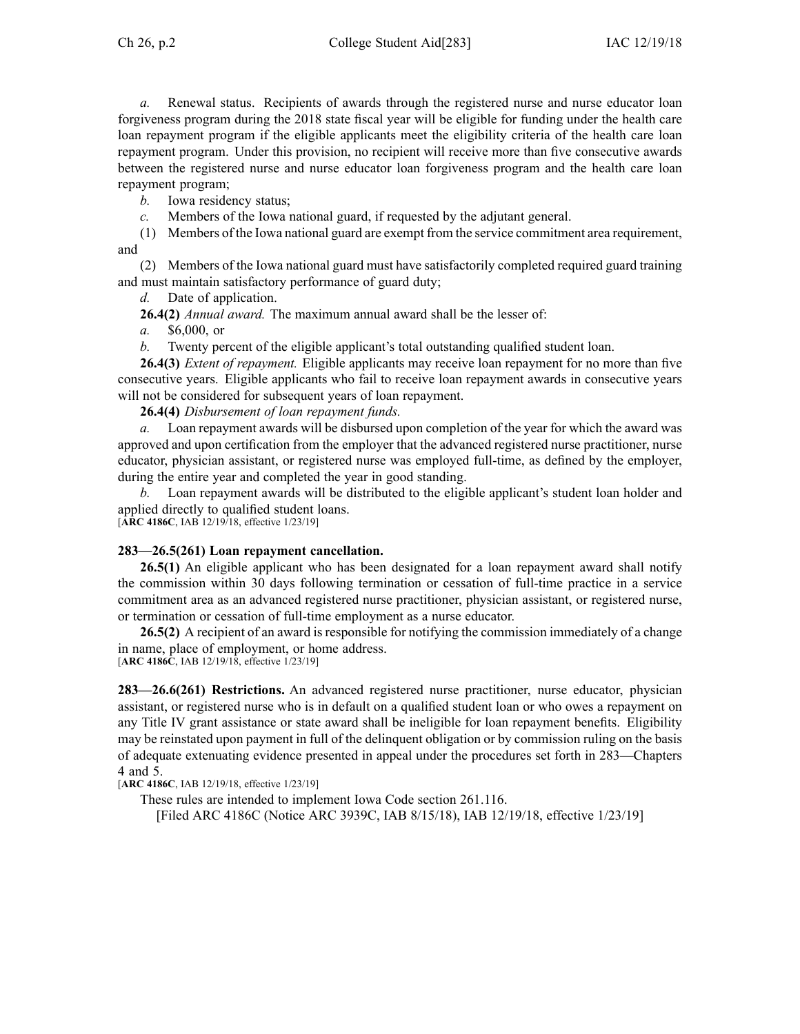*a.* Renewal status. Recipients of awards through the registered nurse and nurse educator loan forgiveness program during the 2018 state fiscal year will be eligible for funding under the health care loan repayment program if the eligible applicants meet the eligibility criteria of the health care loan repayment program. Under this provision, no recipient will receive more than five consecutive awards between the registered nurse and nurse educator loan forgiveness program and the health care loan repayment program;

*b.* Iowa residency status;

*c.* Members of the Iowa national guard, if requested by the adjutant general.

(1) Members of the Iowa national guard are exempt from the service commitment area requirement, and

(2) Members of the Iowa national guard must have satisfactorily completed required guard training and must maintain satisfactory performance of guard duty;

*d.* Date of application.

**26.4(2)** *Annual award.* The maximum annual award shall be the lesser of:

*a.* $6,000, or

*b.* Twenty percent of the eligible applicant's total outstanding qualified student loan.

**26.4(3)** *Extent of repayment.* Eligible applicants may receive loan repayment for no more than five consecutive years. Eligible applicants who fail to receive loan repayment awards in consecutive years will not be considered for subsequent years of loan repayment.

**26.4(4)** *Disbursement of loan repayment funds.*

*a.* Loan repayment awards will be disbursed upon completion of the year for which the award was approved and upon certification from the employer that the advanced registered nurse practitioner, nurse educator, physician assistant, or registered nurse was employed full-time, as defined by the employer, during the entire year and completed the year in good standing.

*b.* Loan repayment awards will be distributed to the eligible applicant's student loan holder and applied directly to qualified student loans.

[**ARC 4186C**, IAB 12/19/18, effective 1/23/19]

**283—26.5(261) Loan repayment cancellation.**

**26.5(1)** An eligible applicant who has been designated for a loan repayment award shall notify the commission within 30 days following termination or cessation of full-time practice in a service commitment area as an advanced registered nurse practitioner, physician assistant, or registered nurse, or termination or cessation of full-time employment as a nurse educator.

**26.5(2)** A recipient of an award is responsible for notifying the commission immediately of a change in name, place of employment, or home address.

[**ARC 4186C**, IAB 12/19/18, effective 1/23/19]

**283—26.6(261) Restrictions.** An advanced registered nurse practitioner, nurse educator, physician assistant, or registered nurse who is in default on a qualified student loan or who owes a repayment on any Title IV grant assistance or state award shall be ineligible for loan repayment benefits. Eligibility may be reinstated upon payment in full of the delinquent obligation or by commission ruling on the basis of adequate extenuating evidence presented in appeal under the procedures set forth in 283—Chapters 4 and 5.

[**ARC 4186C**, IAB 12/19/18, effective 1/23/19]

These rules are intended to implement Iowa Code section 261.116.

[Filed ARC 4186C (Notice ARC 3939C, IAB 8/15/18), IAB 12/19/18, effective 1/23/19]